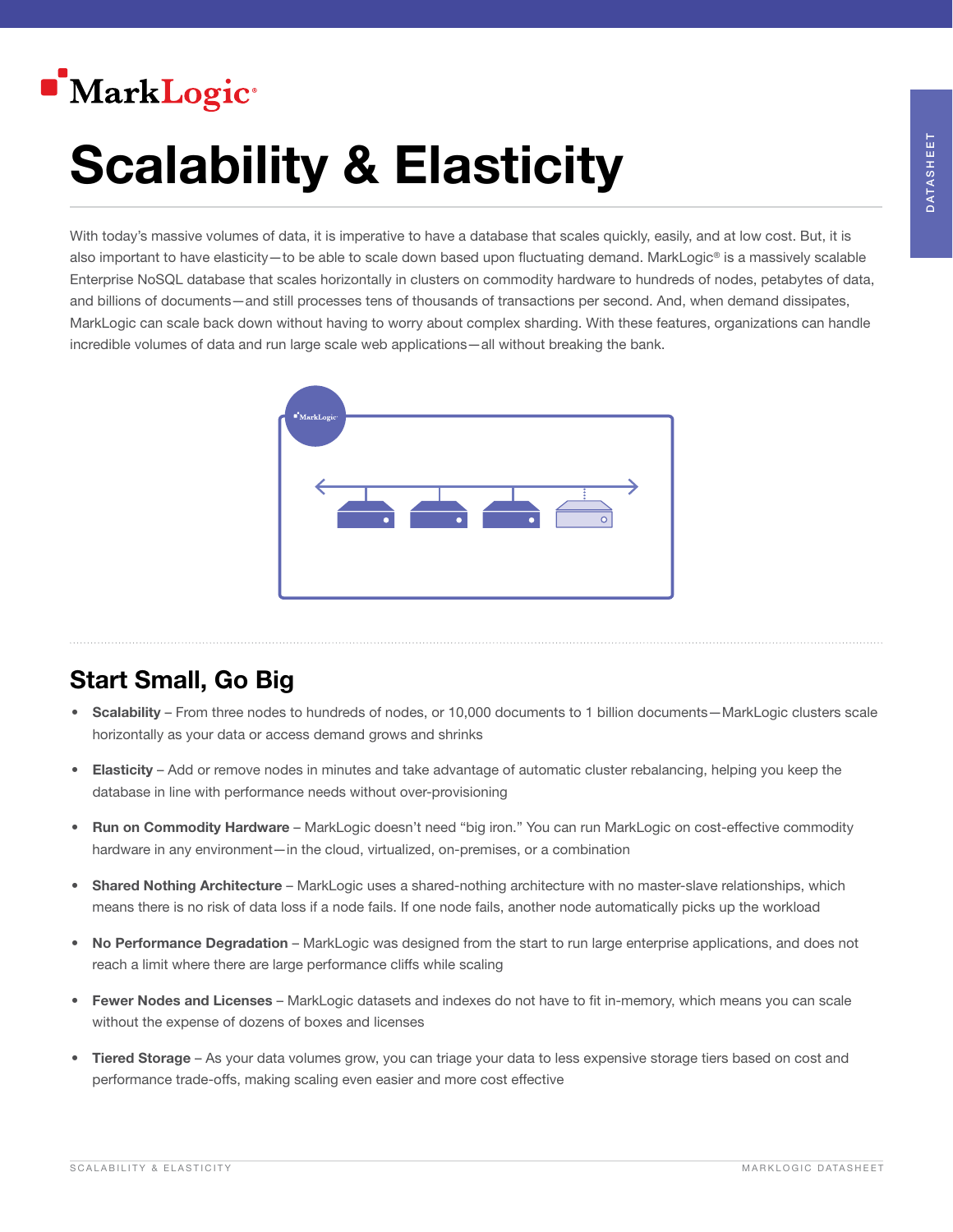# Scalability & Elasticity

With today's massive volumes of data, it is imperative to have a database that scales quickly, easily, and at low cost. But, it is also important to have elasticity—to be able to scale down based upon fluctuating demand. MarkLogic® is a massively scalable Enterprise NoSQL database that scales horizontally in clusters on commodity hardware to hundreds of nodes, petabytes of data, and billions of documents—and still processes tens of thousands of transactions per second. And, when demand dissipates, MarkLogic can scale back down without having to worry about complex sharding. With these features, organizations can handle incredible volumes of data and run large scale web applications—all without breaking the bank.

## Start Small, Go Big

- **Scalability** – From three nodes to hundreds of nodes, or 10,000 documents to 1 billion documents—MarkLogic clusters scale horizontally as your data or access demand grows and shrinks
- **Elasticity** – Add or remove nodes in minutes and take advantage of automatic cluster rebalancing, helping you keep the database in line with performance needs without over-provisioning
- **Run on Commodity Hardware** – MarkLogic doesn't need "big iron." You can run MarkLogic on cost-effective commodity hardware in any environment—in the cloud, virtualized, on-premises, or a combination
- **Shared Nothing Architecture** – MarkLogic uses a shared-nothing architecture with no master-slave relationships, which means there is no risk of data loss if a node fails. If one node fails, another node automatically picks up the workload
- **No Performance Degradation** – MarkLogic was designed from the start to run large enterprise applications, and does not reach a limit where there are large performance cliffs while scaling
- **Fewer Nodes and Licenses** – MarkLogic datasets and indexes do not have to fit in-memory, which means you can scale without the expense of dozens of boxes and licenses
- **Tiered Storage** – As your data volumes grow, you can triage your data to less expensive storage tiers based on cost and performance trade-offs, making scaling even easier and more cost effective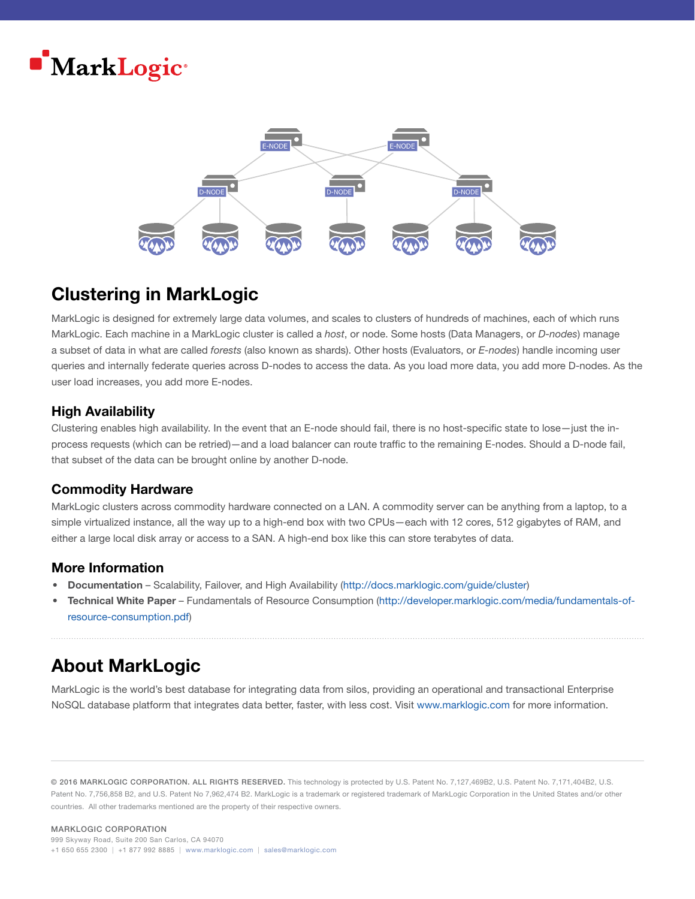# Clustering in MarkLogic

MarkLogic is designed for extremely large data volumes, and scales to clusters of hundreds of machines, each of which runs MarkLogic. Each machine in a MarkLogic cluster is called a *host*, or node. Some hosts (Data Managers, or *D-nodes*) manage a subset of data in what are called *forests* (also known as shards). Other hosts (Evaluators, or *E-nodes*) handle incoming user queries and internally federate queries across D-nodes to access the data. As you load more data, you add more D-nodes. As the user load increases, you add more E-nodes.

## High Availability

Clustering enables high availability. In the event that an E-node should fail, there is no host-specific state to lose—just the in-process requests (which can be retried)—and a load balancer can route traffic to the remaining E-nodes. Should a D-node fail, that subset of the data can be brought online by another D-node.

## Commodity Hardware

MarkLogic clusters across commodity hardware connected on a LAN. A commodity server can be anything from a laptop, to a simple virtualized instance, all the way up to a high-end box with two CPUs—each with 12 cores, 512 gigabytes of RAM, and either a large local disk array or access to a SAN. A high-end box like this can store terabytes of data.

## More Information

- **Documentation** – Scalability, Failover, and High Availability (http://docs.marklogic.com/guide/cluster)
- **Technical White Paper** – Fundamentals of Resource Consumption (http://developer.marklogic.com/media/fundamentals-of-resource-consumption.pdf)

# About MarkLogic

MarkLogic is the world's best database for integrating data from silos, providing an operational and transactional Enterprise NoSQL database platform that integrates data better, faster, with less cost. Visit www.marklogic.com for more information.

© 2016 MARKLOGIC CORPORATION. ALL RIGHTS RESERVED. This technology is protected by U.S. Patent No. 7,127,469B2, U.S. Patent No. 7,171,404B2, U.S. Patent No. 7,756,858 B2, and U.S. Patent No 7,962,474 B2. MarkLogic is a trademark or registered trademark of MarkLogic Corporation in the United States and/or other countries. All other trademarks mentioned are the property of their respective owners.

MARKLOGIC CORPORATION
999 Skyway Road, Suite 200 San Carlos, CA 94070
+1 650 655 2300 | +1 877 992 8885 | www.marklogic.com | sales@marklogic.com